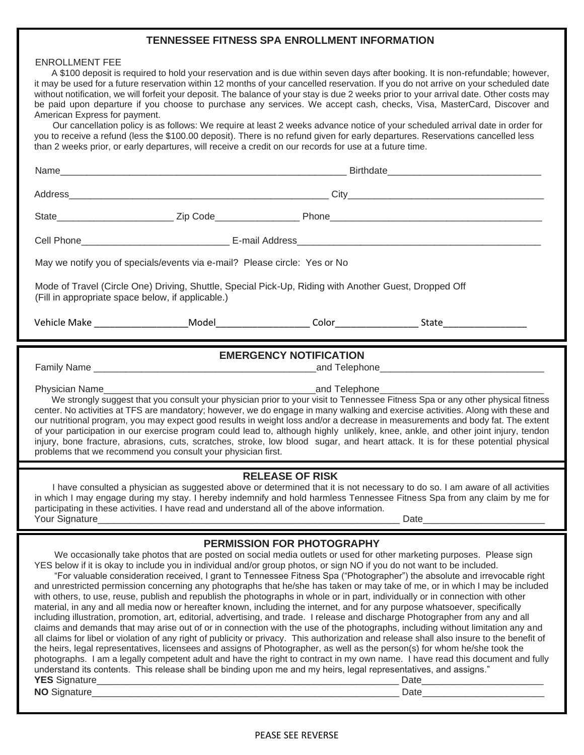## TENNESSEE FITNESS SPA ENROLLMENT INFORMATION

ENROLLMENT FEE

A $100 deposit is required to hold your reservation and is due within seven days after booking. It is non-refundable; however, it may be used for a future reservation within 12 months of your cancelled reservation. If you do not arrive on your scheduled date without notification, we will forfeit your deposit. The balance of your stay is due 2 weeks prior to your arrival date. Other costs may be paid upon departure if you choose to purchase any services. We accept cash, checks, Visa, MasterCard, Discover and American Express for payment.

Our cancellation policy is as follows: We require at least 2 weeks advance notice of your scheduled arrival date in order for you to receive a refund (less the $100.00 deposit). There is no refund given for early departures. Reservations cancelled less than 2 weeks prior, or early departures, will receive a credit on our records for use at a future time.

Name________________________________________________________ Birthdate_____________________________

Address_________________________________________________ City_____________________________________

State______________________ Zip Code________________ Phone_________________________________________

Cell Phone____________________________ E-mail Address_______________________________________________

May we notify you of specials/events via e-mail? Please circle: Yes or No

Mode of Travel (Circle One) Driving, Shuttle, Special Pick-Up, Riding with Another Guest, Dropped Off
(Fill in appropriate space below, if applicable.)

Vehicle Make __________________Model__________________ Color________________ State________________

## EMERGENCY NOTIFICATION

Family Name __________________________________________and Telephone_______________________________

Physician Name_________________________________________and Telephone_______________________________

We strongly suggest that you consult your physician prior to your visit to Tennessee Fitness Spa or any other physical fitness center. No activities at TFS are mandatory; however, we do engage in many walking and exercise activities. Along with these and our nutritional program, you may expect good results in weight loss and/or a decrease in measurements and body fat. The extent of your participation in our exercise program could lead to, although highly unlikely, knee, ankle, and other joint injury, tendon injury, bone fracture, abrasions, cuts, scratches, stroke, low blood sugar, and heart attack. It is for these potential physical problems that we recommend you consult your physician first.

## RELEASE OF RISK

I have consulted a physician as suggested above or determined that it is not necessary to do so. I am aware of all activities in which I may engage during my stay. I hereby indemnify and hold harmless Tennessee Fitness Spa from any claim by me for participating in these activities. I have read and understand all of the above information.

Your Signature_____________________________________________________________ Date________________________

## PERMISSION FOR PHOTOGRAPHY

We occasionally take photos that are posted on social media outlets or used for other marketing purposes. Please sign YES below if it is okay to include you in individual and/or group photos, or sign NO if you do not want to be included.

"For valuable consideration received, I grant to Tennessee Fitness Spa ("Photographer") the absolute and irrevocable right and unrestricted permission concerning any photographs that he/she has taken or may take of me, or in which I may be included with others, to use, reuse, publish and republish the photographs in whole or in part, individually or in connection with other material, in any and all media now or hereafter known, including the internet, and for any purpose whatsoever, specifically including illustration, promotion, art, editorial, advertising, and trade. I release and discharge Photographer from any and all claims and demands that may arise out of or in connection with the use of the photographs, including without limitation any and all claims for libel or violation of any right of publicity or privacy. This authorization and release shall also insure to the benefit of the heirs, legal representatives, licensees and assigns of Photographer, as well as the person(s) for whom he/she took the photographs. I am a legally competent adult and have the right to contract in my own name. I have read this document and fully understand its contents. This release shall be binding upon me and my heirs, legal representatives, and assigns."

**YES** Signature_____________________________________________________________ Date________________________

**NO** Signature______________________________________________________________ Date________________________

PEASE SEE REVERSE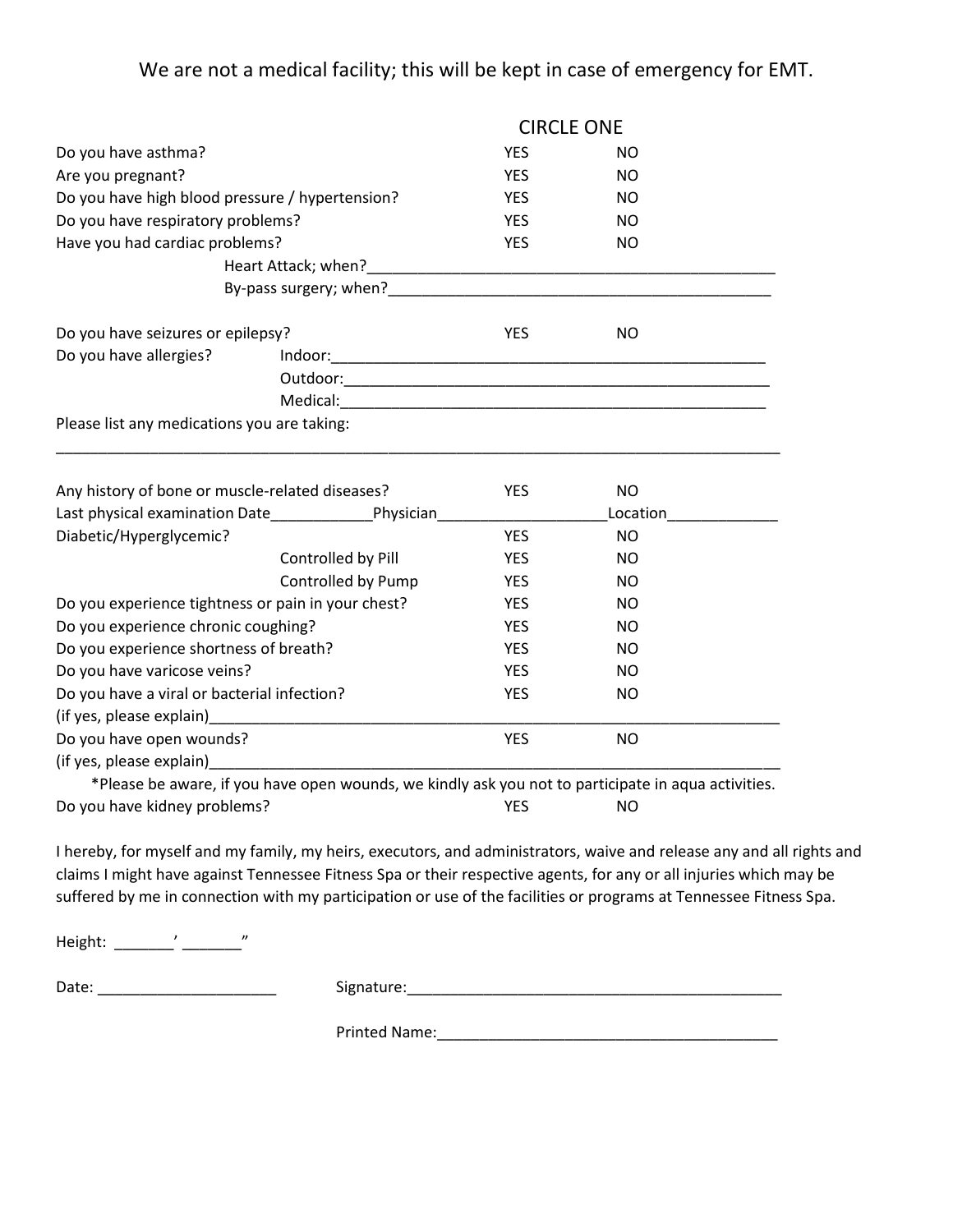We are not a medical facility; this will be kept in case of emergency for EMT.

| | CIRCLE ONE | |
|---|---|---|
| Do you have asthma? | YES | NO |
| Are you pregnant? | YES | NO |
| Do you have high blood pressure / hypertension? | YES | NO |
| Do you have respiratory problems? | YES | NO |
| Have you had cardiac problems? | YES | NO |

Heart Attack; when?_______________________________________________

By-pass surgery; when?____________________________________________

| | | |
|---|---|---|
| Do you have seizures or epilepsy? | YES | NO |

Do you have allergies? Indoor:___________________________________________________

Outdoor:__________________________________________________

Medical:__________________________________________________

Please list any medications you are taking:

_________________________________________________________________________________

| | | |
|---|---|---|
| Any history of bone or muscle-related diseases? | YES | NO |

Last physical examination Date____________Physician____________________Location_____________

| | | |
|---|---|---|
| Diabetic/Hyperglycemic? | YES | NO |
| Controlled by Pill | YES | NO |
| Controlled by Pump | YES | NO |
| Do you experience tightness or pain in your chest? | YES | NO |
| Do you experience chronic coughing? | YES | NO |
| Do you experience shortness of breath? | YES | NO |
| Do you have varicose veins? | YES | NO |
| Do you have a viral or bacterial infection? | YES | NO |

(if yes, please explain)_________________________________________________________________

| | | |
|---|---|---|
| Do you have open wounds? | YES | NO |

(if yes, please explain)_________________________________________________________________

*Please be aware, if you have open wounds, we kindly ask you not to participate in aqua activities.

| | | |
|---|---|---|
| Do you have kidney problems? | YES | NO |

I hereby, for myself and my family, my heirs, executors, and administrators, waive and release any and all rights and claims I might have against Tennessee Fitness Spa or their respective agents, for any or all injuries which may be suffered by me in connection with my participation or use of the facilities or programs at Tennessee Fitness Spa.

Height: _______’ _______”

Date: _____________________ Signature:____________________________________________

Printed Name:________________________________________